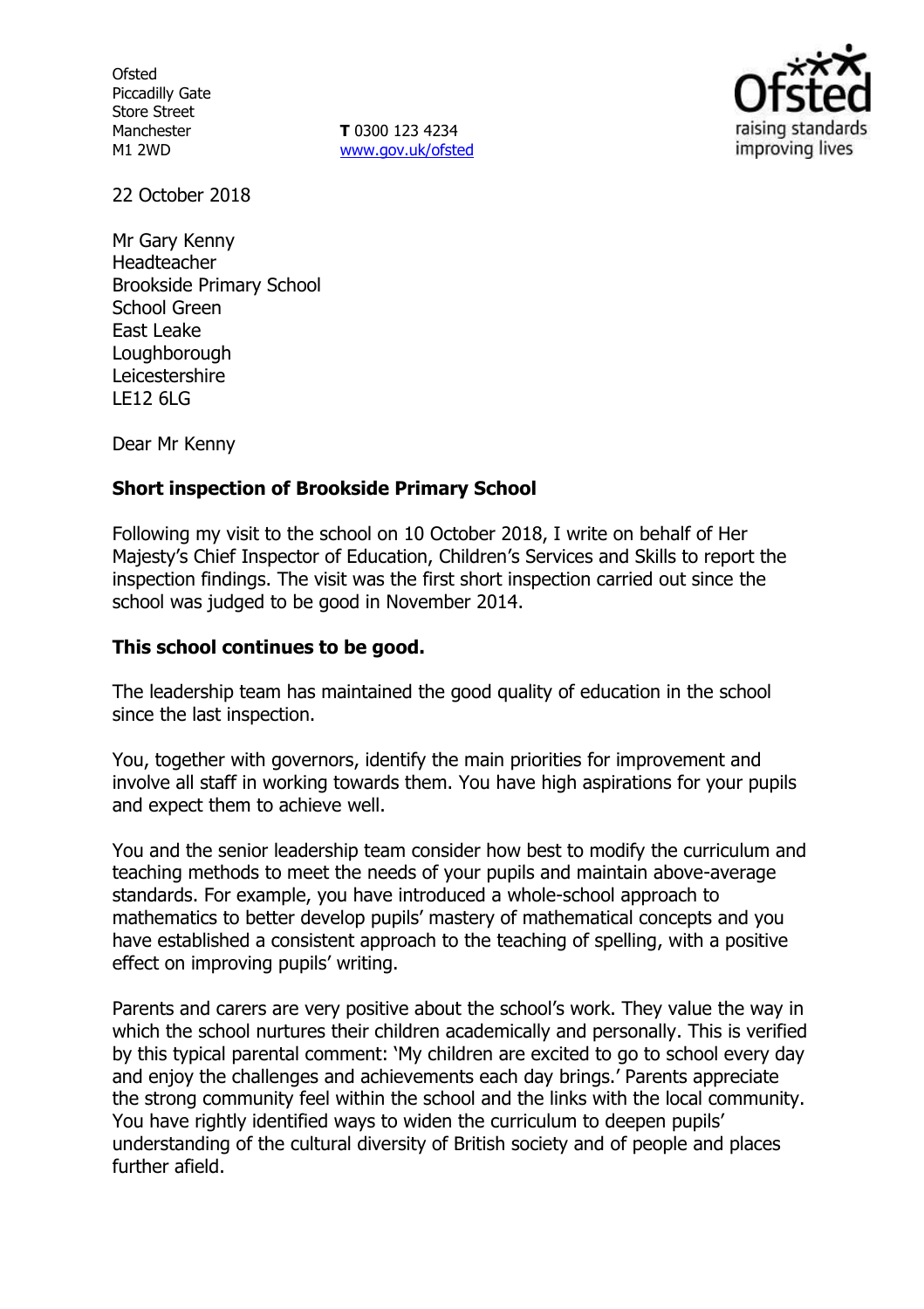Ofsted
Piccadilly Gate
Store Street
Manchester
M1 2WD

**T** 0300 123 4234
www.gov.uk/ofsted

22 October 2018

Mr Gary Kenny
Headteacher
Brookside Primary School
School Green
East Leake
Loughborough
Leicestershire
LE12 6LG

Dear Mr Kenny

**Short inspection of Brookside Primary School**

Following my visit to the school on 10 October 2018, I write on behalf of Her Majesty's Chief Inspector of Education, Children's Services and Skills to report the inspection findings. The visit was the first short inspection carried out since the school was judged to be good in November 2014.

**This school continues to be good.**

The leadership team has maintained the good quality of education in the school since the last inspection.

You, together with governors, identify the main priorities for improvement and involve all staff in working towards them. You have high aspirations for your pupils and expect them to achieve well.

You and the senior leadership team consider how best to modify the curriculum and teaching methods to meet the needs of your pupils and maintain above-average standards. For example, you have introduced a whole-school approach to mathematics to better develop pupils' mastery of mathematical concepts and you have established a consistent approach to the teaching of spelling, with a positive effect on improving pupils' writing.

Parents and carers are very positive about the school's work. They value the way in which the school nurtures their children academically and personally. This is verified by this typical parental comment: 'My children are excited to go to school every day and enjoy the challenges and achievements each day brings.' Parents appreciate the strong community feel within the school and the links with the local community. You have rightly identified ways to widen the curriculum to deepen pupils' understanding of the cultural diversity of British society and of people and places further afield.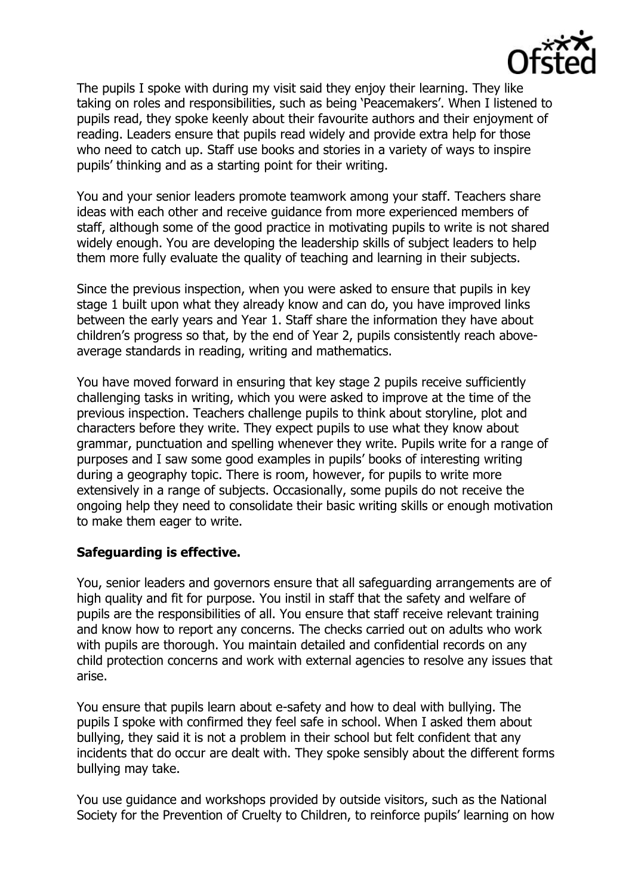The pupils I spoke with during my visit said they enjoy their learning. They like taking on roles and responsibilities, such as being 'Peacemakers'. When I listened to pupils read, they spoke keenly about their favourite authors and their enjoyment of reading. Leaders ensure that pupils read widely and provide extra help for those who need to catch up. Staff use books and stories in a variety of ways to inspire pupils' thinking and as a starting point for their writing.

You and your senior leaders promote teamwork among your staff. Teachers share ideas with each other and receive guidance from more experienced members of staff, although some of the good practice in motivating pupils to write is not shared widely enough. You are developing the leadership skills of subject leaders to help them more fully evaluate the quality of teaching and learning in their subjects.

Since the previous inspection, when you were asked to ensure that pupils in key stage 1 built upon what they already know and can do, you have improved links between the early years and Year 1. Staff share the information they have about children's progress so that, by the end of Year 2, pupils consistently reach above-average standards in reading, writing and mathematics.

You have moved forward in ensuring that key stage 2 pupils receive sufficiently challenging tasks in writing, which you were asked to improve at the time of the previous inspection. Teachers challenge pupils to think about storyline, plot and characters before they write. They expect pupils to use what they know about grammar, punctuation and spelling whenever they write. Pupils write for a range of purposes and I saw some good examples in pupils' books of interesting writing during a geography topic. There is room, however, for pupils to write more extensively in a range of subjects. Occasionally, some pupils do not receive the ongoing help they need to consolidate their basic writing skills or enough motivation to make them eager to write.

**Safeguarding is effective.**

You, senior leaders and governors ensure that all safeguarding arrangements are of high quality and fit for purpose. You instil in staff that the safety and welfare of pupils are the responsibilities of all. You ensure that staff receive relevant training and know how to report any concerns. The checks carried out on adults who work with pupils are thorough. You maintain detailed and confidential records on any child protection concerns and work with external agencies to resolve any issues that arise.

You ensure that pupils learn about e-safety and how to deal with bullying. The pupils I spoke with confirmed they feel safe in school. When I asked them about bullying, they said it is not a problem in their school but felt confident that any incidents that do occur are dealt with. They spoke sensibly about the different forms bullying may take.

You use guidance and workshops provided by outside visitors, such as the National Society for the Prevention of Cruelty to Children, to reinforce pupils' learning on how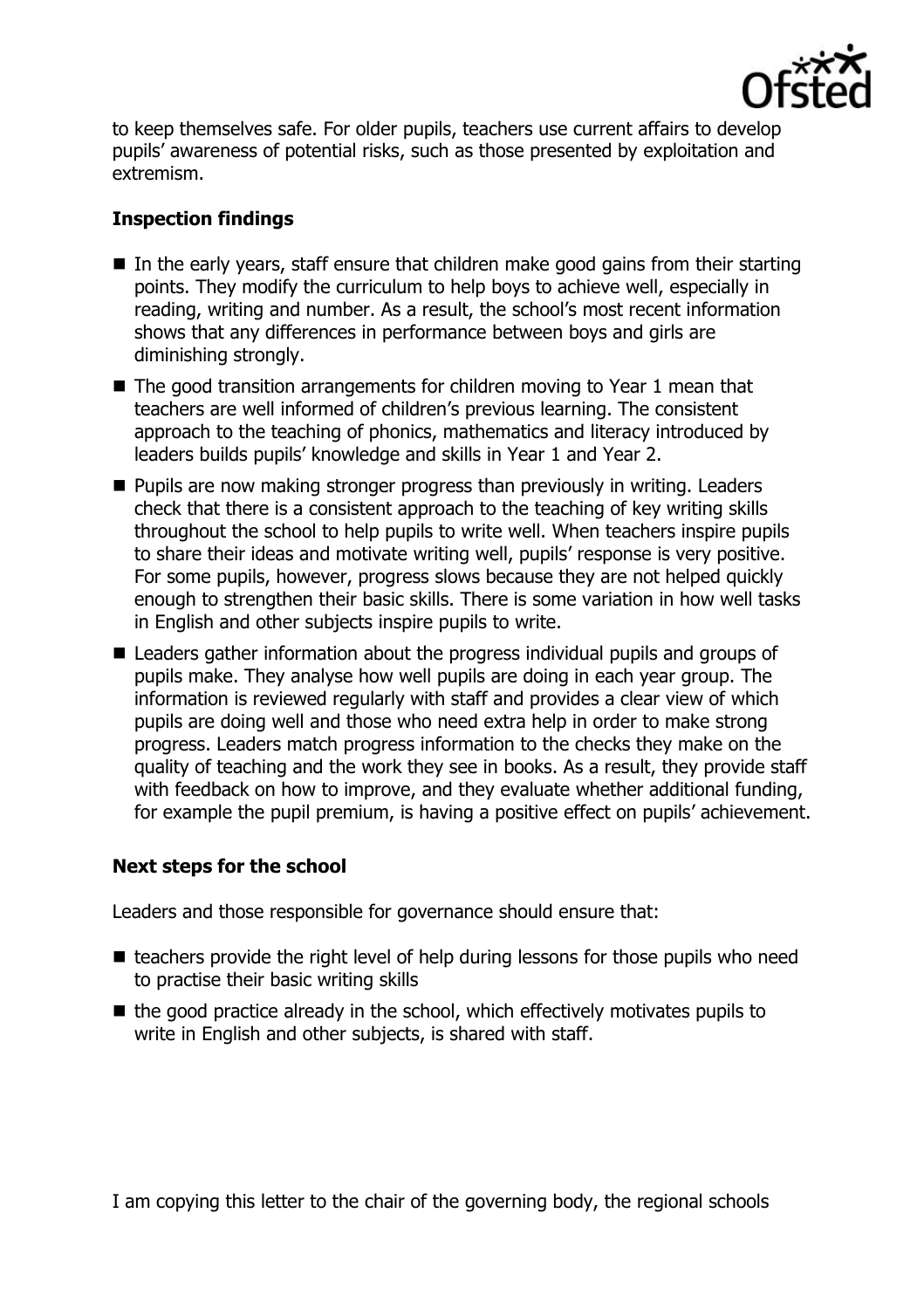to keep themselves safe. For older pupils, teachers use current affairs to develop pupils' awareness of potential risks, such as those presented by exploitation and extremism.

## Inspection findings

- In the early years, staff ensure that children make good gains from their starting points. They modify the curriculum to help boys to achieve well, especially in reading, writing and number. As a result, the school's most recent information shows that any differences in performance between boys and girls are diminishing strongly.
- The good transition arrangements for children moving to Year 1 mean that teachers are well informed of children's previous learning. The consistent approach to the teaching of phonics, mathematics and literacy introduced by leaders builds pupils' knowledge and skills in Year 1 and Year 2.
- Pupils are now making stronger progress than previously in writing. Leaders check that there is a consistent approach to the teaching of key writing skills throughout the school to help pupils to write well. When teachers inspire pupils to share their ideas and motivate writing well, pupils' response is very positive. For some pupils, however, progress slows because they are not helped quickly enough to strengthen their basic skills. There is some variation in how well tasks in English and other subjects inspire pupils to write.
- Leaders gather information about the progress individual pupils and groups of pupils make. They analyse how well pupils are doing in each year group. The information is reviewed regularly with staff and provides a clear view of which pupils are doing well and those who need extra help in order to make strong progress. Leaders match progress information to the checks they make on the quality of teaching and the work they see in books. As a result, they provide staff with feedback on how to improve, and they evaluate whether additional funding, for example the pupil premium, is having a positive effect on pupils' achievement.

## Next steps for the school

Leaders and those responsible for governance should ensure that:

- teachers provide the right level of help during lessons for those pupils who need to practise their basic writing skills
- the good practice already in the school, which effectively motivates pupils to write in English and other subjects, is shared with staff.

I am copying this letter to the chair of the governing body, the regional schools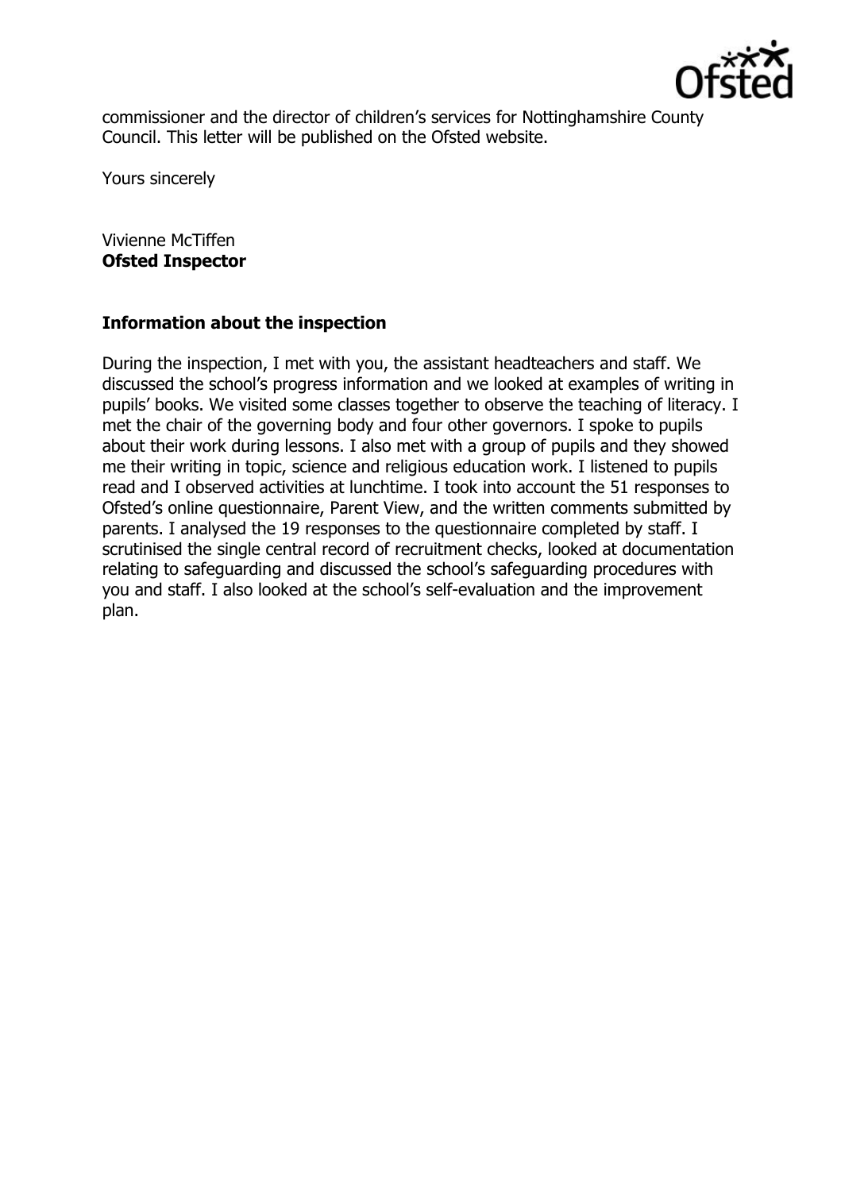commissioner and the director of children's services for Nottinghamshire County Council. This letter will be published on the Ofsted website.

Yours sincerely

Vivienne McTiffen
**Ofsted Inspector**

## Information about the inspection

During the inspection, I met with you, the assistant headteachers and staff. We discussed the school's progress information and we looked at examples of writing in pupils' books. We visited some classes together to observe the teaching of literacy. I met the chair of the governing body and four other governors. I spoke to pupils about their work during lessons. I also met with a group of pupils and they showed me their writing in topic, science and religious education work. I listened to pupils read and I observed activities at lunchtime. I took into account the 51 responses to Ofsted's online questionnaire, Parent View, and the written comments submitted by parents. I analysed the 19 responses to the questionnaire completed by staff. I scrutinised the single central record of recruitment checks, looked at documentation relating to safeguarding and discussed the school's safeguarding procedures with you and staff. I also looked at the school's self-evaluation and the improvement plan.